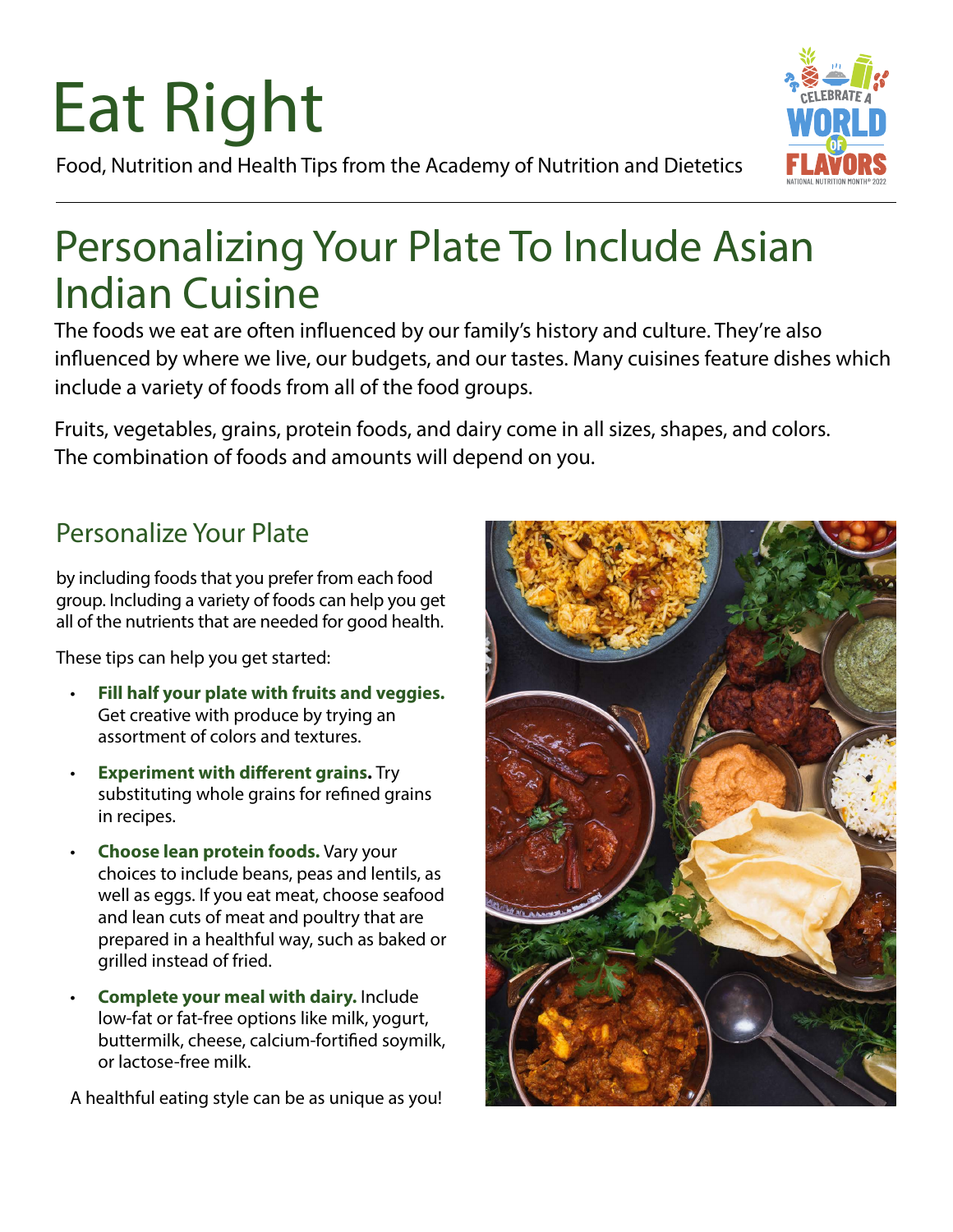# Eat Right

Food, Nutrition and Health Tips from the Academy of Nutrition and Dietetics

## Personalizing Your Plate To Include Asian Indian Cuisine

The foods we eat are often influenced by our family's history and culture. They're also influenced by where we live, our budgets, and our tastes. Many cuisines feature dishes which include a variety of foods from all of the food groups.

Fruits, vegetables, grains, protein foods, and dairy come in all sizes, shapes, and colors. The combination of foods and amounts will depend on you.

### Personalize Your Plate

by including foods that you prefer from each food group. Including a variety of foods can help you get all of the nutrients that are needed for good health.

These tips can help you get started:

- **Fill half your plate with fruits and veggies.** Get creative with produce by trying an assortment of colors and textures.
- **Experiment with different grains.** Try substituting whole grains for refined grains in recipes.
- **Choose lean protein foods.** Vary your choices to include beans, peas and lentils, as well as eggs. If you eat meat, choose seafood and lean cuts of meat and poultry that are prepared in a healthful way, such as baked or grilled instead of fried.
- **Complete your meal with dairy.** Include low-fat or fat-free options like milk, yogurt, buttermilk, cheese, calcium-fortified soymilk, or lactose-free milk.

A healthful eating style can be as unique as you!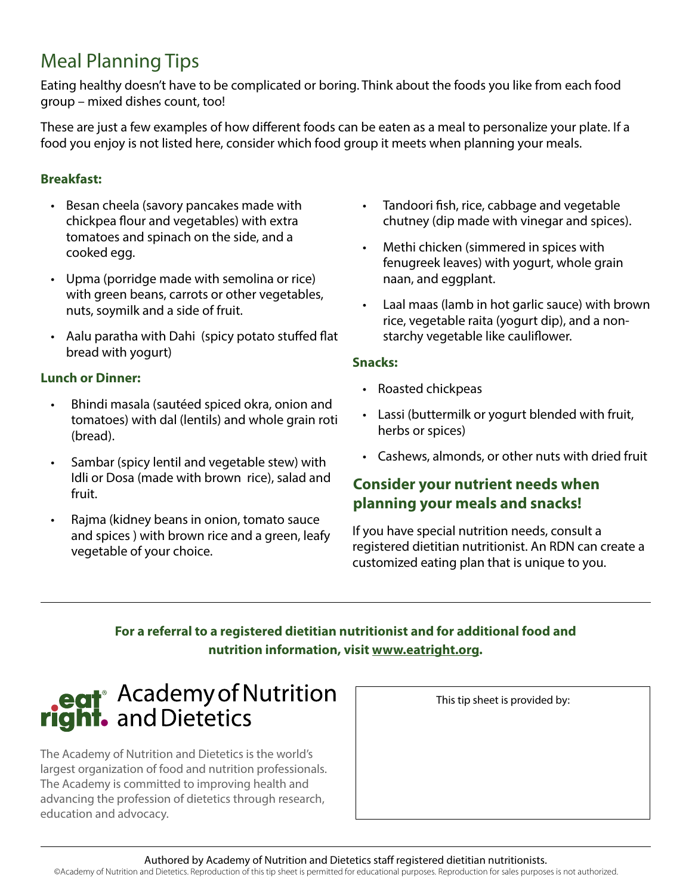# Meal Planning Tips

Eating healthy doesn't have to be complicated or boring. Think about the foods you like from each food group – mixed dishes count, too!

These are just a few examples of how different foods can be eaten as a meal to personalize your plate. If a food you enjoy is not listed here, consider which food group it meets when planning your meals.

**Breakfast:**

- Besan cheela (savory pancakes made with chickpea flour and vegetables) with extra tomatoes and spinach on the side, and a cooked egg.
- Upma (porridge made with semolina or rice) with green beans, carrots or other vegetables, nuts, soymilk and a side of fruit.
- Aalu paratha with Dahi (spicy potato stuffed flat bread with yogurt)

**Lunch or Dinner:**

- Bhindi masala (sautéed spiced okra, onion and tomatoes) with dal (lentils) and whole grain roti (bread).
- Sambar (spicy lentil and vegetable stew) with Idli or Dosa (made with brown rice), salad and fruit.
- Rajma (kidney beans in onion, tomato sauce and spices ) with brown rice and a green, leafy vegetable of your choice.
- Tandoori fish, rice, cabbage and vegetable chutney (dip made with vinegar and spices).
- Methi chicken (simmered in spices with fenugreek leaves) with yogurt, whole grain naan, and eggplant.
- Laal maas (lamb in hot garlic sauce) with brown rice, vegetable raita (yogurt dip), and a non-starchy vegetable like cauliflower.

**Snacks:**

- Roasted chickpeas
- Lassi (buttermilk or yogurt blended with fruit, herbs or spices)
- Cashews, almonds, or other nuts with dried fruit

## Consider your nutrient needs when planning your meals and snacks!

If you have special nutrition needs, consult a registered dietitian nutritionist. An RDN can create a customized eating plan that is unique to you.

---

**For a referral to a registered dietitian nutritionist and for additional food and nutrition information, visit www.eatright.org.**

eat right. Academy of Nutrition and Dietetics

The Academy of Nutrition and Dietetics is the world's largest organization of food and nutrition professionals. The Academy is committed to improving health and advancing the profession of dietetics through research, education and advocacy.

This tip sheet is provided by:

Authored by Academy of Nutrition and Dietetics staff registered dietitian nutritionists.

©Academy of Nutrition and Dietetics. Reproduction of this tip sheet is permitted for educational purposes. Reproduction for sales purposes is not authorized.